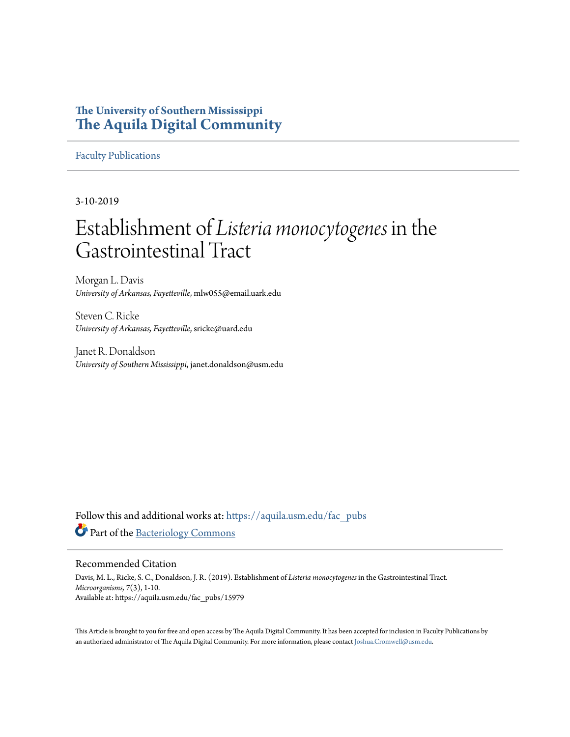# The University of Southern Mississippi
# The Aquila Digital Community

Faculty Publications

3-10-2019

# Establishment of *Listeria monocytogenes* in the Gastrointestinal Tract

Morgan L. Davis
*University of Arkansas, Fayetteville*, mlw055@email.uark.edu

Steven C. Ricke
*University of Arkansas, Fayetteville*, sricke@uard.edu

Janet R. Donaldson
*University of Southern Mississippi*, janet.donaldson@usm.edu

Follow this and additional works at: https://aquila.usm.edu/fac_pubs

Part of the Bacteriology Commons

## Recommended Citation

Davis, M. L., Ricke, S. C., Donaldson, J. R. (2019). Establishment of *Listeria monocytogenes* in the Gastrointestinal Tract. *Microorganisms*, 7(3), 1-10.
Available at: https://aquila.usm.edu/fac_pubs/15979

This Article is brought to you for free and open access by The Aquila Digital Community. It has been accepted for inclusion in Faculty Publications by an authorized administrator of The Aquila Digital Community. For more information, please contact Joshua.Cromwell@usm.edu.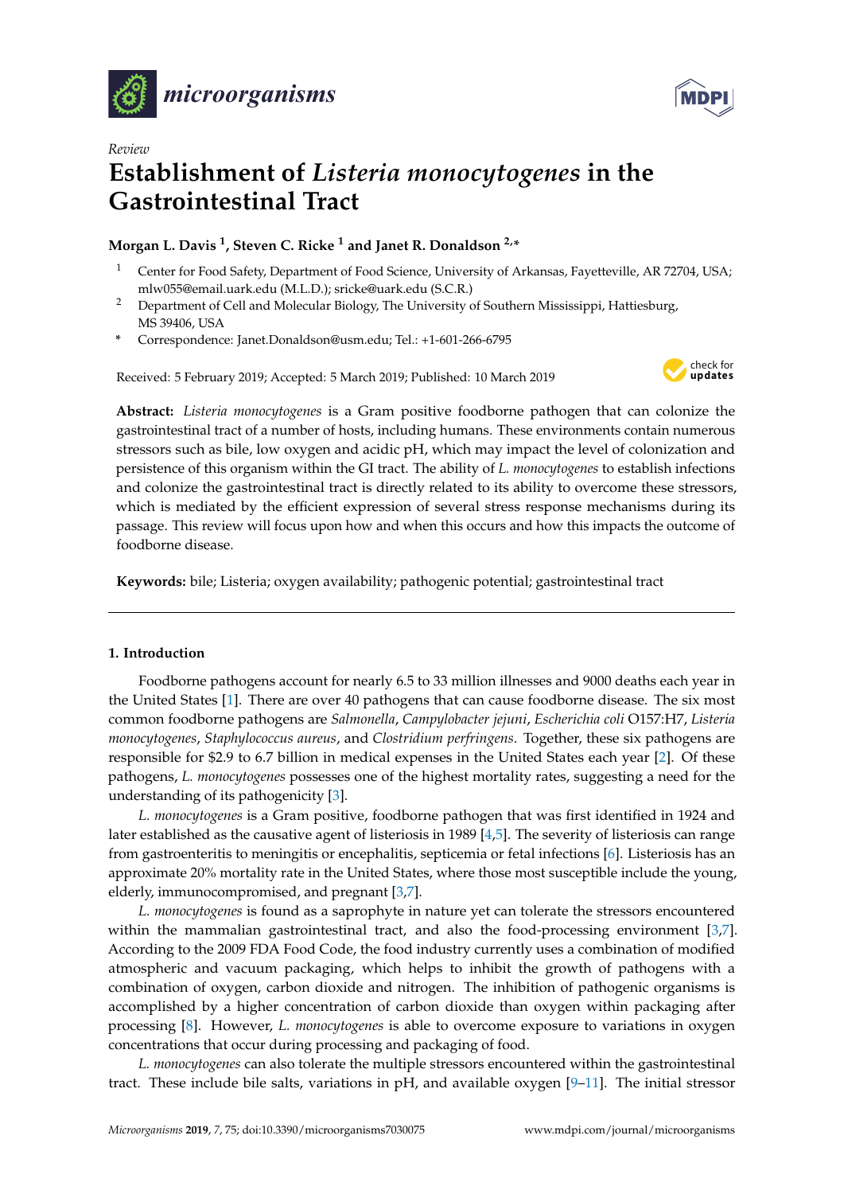# Establishment of *Listeria monocytogenes* in the Gastrointestinal Tract

**Morgan L. Davis [1], Steven C. Ricke [1] and Janet R. Donaldson [2,*]**

[1] Center for Food Safety, Department of Food Science, University of Arkansas, Fayetteville, AR 72704, USA; mlw055@email.uark.edu (M.L.D.); sricke@uark.edu (S.C.R.)

[2] Department of Cell and Molecular Biology, The University of Southern Mississippi, Hattiesburg, MS 39406, USA

\* Correspondence: Janet.Donaldson@usm.edu; Tel.: +1-601-266-6795

Received: 5 February 2019; Accepted: 5 March 2019; Published: 10 March 2019

**Abstract:** *Listeria monocytogenes* is a Gram positive foodborne pathogen that can colonize the gastrointestinal tract of a number of hosts, including humans. These environments contain numerous stressors such as bile, low oxygen and acidic pH, which may impact the level of colonization and persistence of this organism within the GI tract. The ability of *L. monocytogenes* to establish infections and colonize the gastrointestinal tract is directly related to its ability to overcome these stressors, which is mediated by the efficient expression of several stress response mechanisms during its passage. This review will focus upon how and when this occurs and how this impacts the outcome of foodborne disease.

**Keywords:** bile; Listeria; oxygen availability; pathogenic potential; gastrointestinal tract

## 1. Introduction

Foodborne pathogens account for nearly 6.5 to 33 million illnesses and 9000 deaths each year in the United States [1]. There are over 40 pathogens that can cause foodborne disease. The six most common foodborne pathogens are *Salmonella*, *Campylobacter jejuni*, *Escherichia coli* O157:H7, *Listeria monocytogenes*, *Staphylococcus aureus*, and *Clostridium perfringens*. Together, these six pathogens are responsible for $2.9 to 6.7 billion in medical expenses in the United States each year [2]. Of these pathogens, *L. monocytogenes* possesses one of the highest mortality rates, suggesting a need for the understanding of its pathogenicity [3].

*L. monocytogenes* is a Gram positive, foodborne pathogen that was first identified in 1924 and later established as the causative agent of listeriosis in 1989 [4,5]. The severity of listeriosis can range from gastroenteritis to meningitis or encephalitis, septicemia or fetal infections [6]. Listeriosis has an approximate 20% mortality rate in the United States, where those most susceptible include the young, elderly, immunocompromised, and pregnant [3,7].

*L. monocytogenes* is found as a saprophyte in nature yet can tolerate the stressors encountered within the mammalian gastrointestinal tract, and also the food-processing environment [3,7]. According to the 2009 FDA Food Code, the food industry currently uses a combination of modified atmospheric and vacuum packaging, which helps to inhibit the growth of pathogens with a combination of oxygen, carbon dioxide and nitrogen. The inhibition of pathogenic organisms is accomplished by a higher concentration of carbon dioxide than oxygen within packaging after processing [8]. However, *L. monocytogenes* is able to overcome exposure to variations in oxygen concentrations that occur during processing and packaging of food.

*L. monocytogenes* can also tolerate the multiple stressors encountered within the gastrointestinal tract. These include bile salts, variations in pH, and available oxygen [9–11]. The initial stressor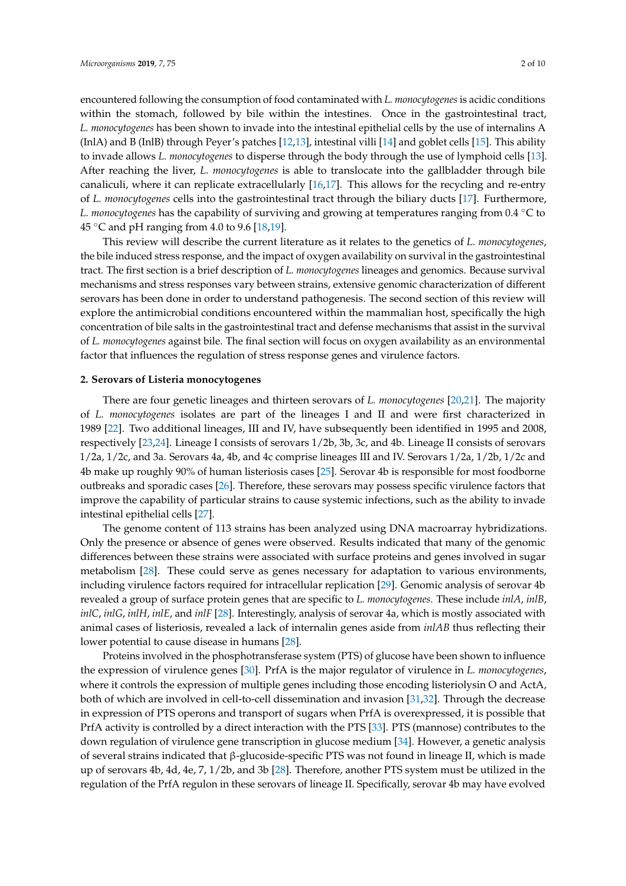encountered following the consumption of food contaminated with *L. monocytogenes* is acidic conditions within the stomach, followed by bile within the intestines. Once in the gastrointestinal tract, *L. monocytogenes* has been shown to invade into the intestinal epithelial cells by the use of internalins A (InlA) and B (InlB) through Peyer's patches [12,13], intestinal villi [14] and goblet cells [15]. This ability to invade allows *L. monocytogenes* to disperse through the body through the use of lymphoid cells [13]. After reaching the liver, *L. monocytogenes* is able to translocate into the gallbladder through bile canaliculi, where it can replicate extracellularly [16,17]. This allows for the recycling and re-entry of *L. monocytogenes* cells into the gastrointestinal tract through the biliary ducts [17]. Furthermore, *L. monocytogenes* has the capability of surviving and growing at temperatures ranging from 0.4 °C to 45 °C and pH ranging from 4.0 to 9.6 [18,19].

This review will describe the current literature as it relates to the genetics of *L. monocytogenes*, the bile induced stress response, and the impact of oxygen availability on survival in the gastrointestinal tract. The first section is a brief description of *L. monocytogenes* lineages and genomics. Because survival mechanisms and stress responses vary between strains, extensive genomic characterization of different serovars has been done in order to understand pathogenesis. The second section of this review will explore the antimicrobial conditions encountered within the mammalian host, specifically the high concentration of bile salts in the gastrointestinal tract and defense mechanisms that assist in the survival of *L. monocytogenes* against bile. The final section will focus on oxygen availability as an environmental factor that influences the regulation of stress response genes and virulence factors.

## 2. Serovars of Listeria monocytogenes

There are four genetic lineages and thirteen serovars of *L. monocytogenes* [20,21]. The majority of *L. monocytogenes* isolates are part of the lineages I and II and were first characterized in 1989 [22]. Two additional lineages, III and IV, have subsequently been identified in 1995 and 2008, respectively [23,24]. Lineage I consists of serovars 1/2b, 3b, 3c, and 4b. Lineage II consists of serovars 1/2a, 1/2c, and 3a. Serovars 4a, 4b, and 4c comprise lineages III and IV. Serovars 1/2a, 1/2b, 1/2c and 4b make up roughly 90% of human listeriosis cases [25]. Serovar 4b is responsible for most foodborne outbreaks and sporadic cases [26]. Therefore, these serovars may possess specific virulence factors that improve the capability of particular strains to cause systemic infections, such as the ability to invade intestinal epithelial cells [27].

The genome content of 113 strains has been analyzed using DNA macroarray hybridizations. Only the presence or absence of genes were observed. Results indicated that many of the genomic differences between these strains were associated with surface proteins and genes involved in sugar metabolism [28]. These could serve as genes necessary for adaptation to various environments, including virulence factors required for intracellular replication [29]. Genomic analysis of serovar 4b revealed a group of surface protein genes that are specific to *L. monocytogenes.* These include *inlA*, *inlB*, *inlC*, *inlG*, *inlH*, *inlE*, and *inlF* [28]. Interestingly, analysis of serovar 4a, which is mostly associated with animal cases of listeriosis, revealed a lack of internalin genes aside from *inlAB* thus reflecting their lower potential to cause disease in humans [28].

Proteins involved in the phosphotransferase system (PTS) of glucose have been shown to influence the expression of virulence genes [30]. PrfA is the major regulator of virulence in *L. monocytogenes*, where it controls the expression of multiple genes including those encoding listeriolysin O and ActA, both of which are involved in cell-to-cell dissemination and invasion [31,32]. Through the decrease in expression of PTS operons and transport of sugars when PrfA is overexpressed, it is possible that PrfA activity is controlled by a direct interaction with the PTS [33]. PTS (mannose) contributes to the down regulation of virulence gene transcription in glucose medium [34]. However, a genetic analysis of several strains indicated that β-glucoside-specific PTS was not found in lineage II, which is made up of serovars 4b, 4d, 4e, 7, 1/2b, and 3b [28]. Therefore, another PTS system must be utilized in the regulation of the PrfA regulon in these serovars of lineage II. Specifically, serovar 4b may have evolved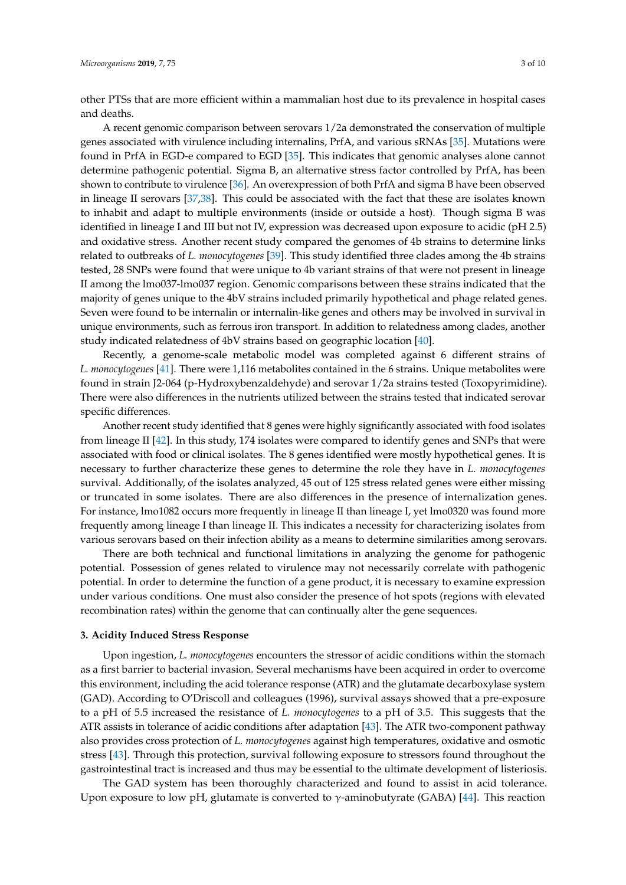other PTSs that are more efficient within a mammalian host due to its prevalence in hospital cases and deaths.

A recent genomic comparison between serovars 1/2a demonstrated the conservation of multiple genes associated with virulence including internalins, PrfA, and various sRNAs [35]. Mutations were found in PrfA in EGD-e compared to EGD [35]. This indicates that genomic analyses alone cannot determine pathogenic potential. Sigma B, an alternative stress factor controlled by PrfA, has been shown to contribute to virulence [36]. An overexpression of both PrfA and sigma B have been observed in lineage II serovars [37,38]. This could be associated with the fact that these are isolates known to inhabit and adapt to multiple environments (inside or outside a host). Though sigma B was identified in lineage I and III but not IV, expression was decreased upon exposure to acidic (pH 2.5) and oxidative stress. Another recent study compared the genomes of 4b strains to determine links related to outbreaks of *L. monocytogenes* [39]. This study identified three clades among the 4b strains tested, 28 SNPs were found that were unique to 4b variant strains of that were not present in lineage II among the lmo037-lmo037 region. Genomic comparisons between these strains indicated that the majority of genes unique to the 4bV strains included primarily hypothetical and phage related genes. Seven were found to be internalin or internalin-like genes and others may be involved in survival in unique environments, such as ferrous iron transport. In addition to relatedness among clades, another study indicated relatedness of 4bV strains based on geographic location [40].

Recently, a genome-scale metabolic model was completed against 6 different strains of *L. monocytogenes* [41]. There were 1,116 metabolites contained in the 6 strains. Unique metabolites were found in strain J2-064 (p-Hydroxybenzaldehyde) and serovar 1/2a strains tested (Toxopyrimidine). There were also differences in the nutrients utilized between the strains tested that indicated serovar specific differences.

Another recent study identified that 8 genes were highly significantly associated with food isolates from lineage II [42]. In this study, 174 isolates were compared to identify genes and SNPs that were associated with food or clinical isolates. The 8 genes identified were mostly hypothetical genes. It is necessary to further characterize these genes to determine the role they have in *L. monocytogenes* survival. Additionally, of the isolates analyzed, 45 out of 125 stress related genes were either missing or truncated in some isolates. There are also differences in the presence of internalization genes. For instance, lmo1082 occurs more frequently in lineage II than lineage I, yet lmo0320 was found more frequently among lineage I than lineage II. This indicates a necessity for characterizing isolates from various serovars based on their infection ability as a means to determine similarities among serovars.

There are both technical and functional limitations in analyzing the genome for pathogenic potential. Possession of genes related to virulence may not necessarily correlate with pathogenic potential. In order to determine the function of a gene product, it is necessary to examine expression under various conditions. One must also consider the presence of hot spots (regions with elevated recombination rates) within the genome that can continually alter the gene sequences.

## 3. Acidity Induced Stress Response

Upon ingestion, *L. monocytogenes* encounters the stressor of acidic conditions within the stomach as a first barrier to bacterial invasion. Several mechanisms have been acquired in order to overcome this environment, including the acid tolerance response (ATR) and the glutamate decarboxylase system (GAD). According to O'Driscoll and colleagues (1996), survival assays showed that a pre-exposure to a pH of 5.5 increased the resistance of *L. monocytogenes* to a pH of 3.5. This suggests that the ATR assists in tolerance of acidic conditions after adaptation [43]. The ATR two-component pathway also provides cross protection of *L. monocytogenes* against high temperatures, oxidative and osmotic stress [43]. Through this protection, survival following exposure to stressors found throughout the gastrointestinal tract is increased and thus may be essential to the ultimate development of listeriosis.

The GAD system has been thoroughly characterized and found to assist in acid tolerance. Upon exposure to low pH, glutamate is converted to $\gamma$-aminobutyrate (GABA) [44]. This reaction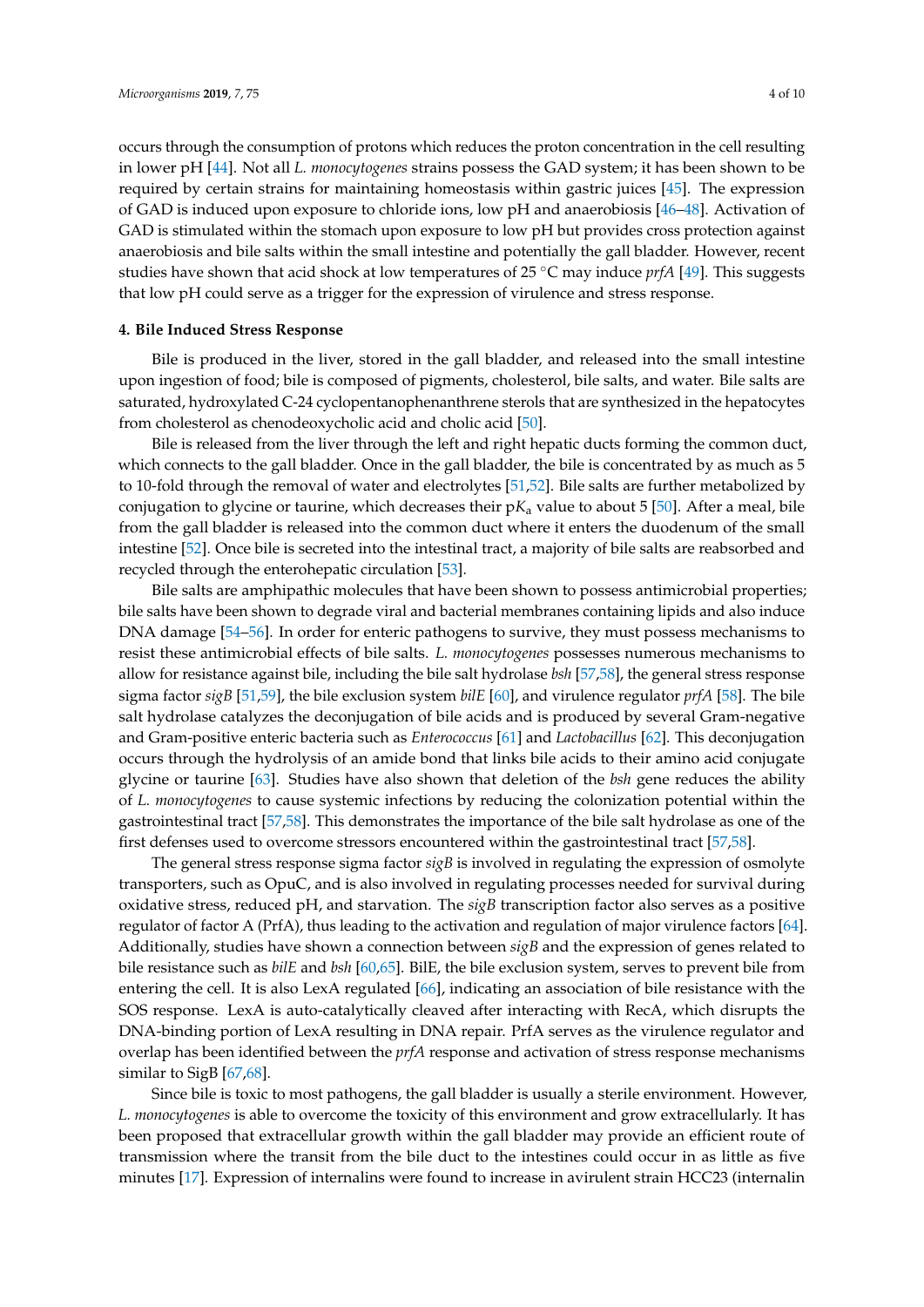occurs through the consumption of protons which reduces the proton concentration in the cell resulting in lower pH [44]. Not all *L. monocytogenes* strains possess the GAD system; it has been shown to be required by certain strains for maintaining homeostasis within gastric juices [45]. The expression of GAD is induced upon exposure to chloride ions, low pH and anaerobiosis [46–48]. Activation of GAD is stimulated within the stomach upon exposure to low pH but provides cross protection against anaerobiosis and bile salts within the small intestine and potentially the gall bladder. However, recent studies have shown that acid shock at low temperatures of 25 °C may induce *prfA* [49]. This suggests that low pH could serve as a trigger for the expression of virulence and stress response.

## 4. Bile Induced Stress Response

Bile is produced in the liver, stored in the gall bladder, and released into the small intestine upon ingestion of food; bile is composed of pigments, cholesterol, bile salts, and water. Bile salts are saturated, hydroxylated C-24 cyclopentanophenanthrene sterols that are synthesized in the hepatocytes from cholesterol as chenodeoxycholic acid and cholic acid [50].

Bile is released from the liver through the left and right hepatic ducts forming the common duct, which connects to the gall bladder. Once in the gall bladder, the bile is concentrated by as much as 5 to 10-fold through the removal of water and electrolytes [51,52]. Bile salts are further metabolized by conjugation to glycine or taurine, which decreases their $pK_a$ value to about 5 [50]. After a meal, bile from the gall bladder is released into the common duct where it enters the duodenum of the small intestine [52]. Once bile is secreted into the intestinal tract, a majority of bile salts are reabsorbed and recycled through the enterohepatic circulation [53].

Bile salts are amphipathic molecules that have been shown to possess antimicrobial properties; bile salts have been shown to degrade viral and bacterial membranes containing lipids and also induce DNA damage [54–56]. In order for enteric pathogens to survive, they must possess mechanisms to resist these antimicrobial effects of bile salts. *L. monocytogenes* possesses numerous mechanisms to allow for resistance against bile, including the bile salt hydrolase *bsh* [57,58], the general stress response sigma factor *sigB* [51,59], the bile exclusion system *bilE* [60], and virulence regulator *prfA* [58]. The bile salt hydrolase catalyzes the deconjugation of bile acids and is produced by several Gram-negative and Gram-positive enteric bacteria such as *Enterococcus* [61] and *Lactobacillus* [62]. This deconjugation occurs through the hydrolysis of an amide bond that links bile acids to their amino acid conjugate glycine or taurine [63]. Studies have also shown that deletion of the *bsh* gene reduces the ability of *L. monocytogenes* to cause systemic infections by reducing the colonization potential within the gastrointestinal tract [57,58]. This demonstrates the importance of the bile salt hydrolase as one of the first defenses used to overcome stressors encountered within the gastrointestinal tract [57,58].

The general stress response sigma factor *sigB* is involved in regulating the expression of osmolyte transporters, such as OpuC, and is also involved in regulating processes needed for survival during oxidative stress, reduced pH, and starvation. The *sigB* transcription factor also serves as a positive regulator of factor A (PrfA), thus leading to the activation and regulation of major virulence factors [64]. Additionally, studies have shown a connection between *sigB* and the expression of genes related to bile resistance such as *bilE* and *bsh* [60,65]. BilE, the bile exclusion system, serves to prevent bile from entering the cell. It is also LexA regulated [66], indicating an association of bile resistance with the SOS response. LexA is auto-catalytically cleaved after interacting with RecA, which disrupts the DNA-binding portion of LexA resulting in DNA repair. PrfA serves as the virulence regulator and overlap has been identified between the *prfA* response and activation of stress response mechanisms similar to SigB [67,68].

Since bile is toxic to most pathogens, the gall bladder is usually a sterile environment. However, *L. monocytogenes* is able to overcome the toxicity of this environment and grow extracellularly. It has been proposed that extracellular growth within the gall bladder may provide an efficient route of transmission where the transit from the bile duct to the intestines could occur in as little as five minutes [17]. Expression of internalins were found to increase in avirulent strain HCC23 (internalin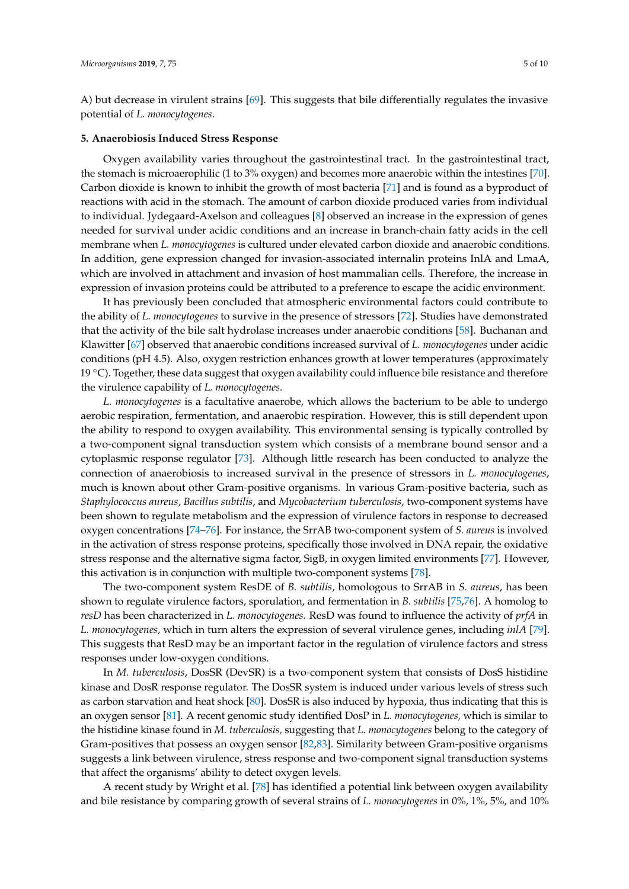A) but decrease in virulent strains [69]. This suggests that bile differentially regulates the invasive potential of *L. monocytogenes*.

## 5. Anaerobiosis Induced Stress Response

Oxygen availability varies throughout the gastrointestinal tract. In the gastrointestinal tract, the stomach is microaerophilic (1 to 3% oxygen) and becomes more anaerobic within the intestines [70]. Carbon dioxide is known to inhibit the growth of most bacteria [71] and is found as a byproduct of reactions with acid in the stomach. The amount of carbon dioxide produced varies from individual to individual. Jydegaard-Axelson and colleagues [8] observed an increase in the expression of genes needed for survival under acidic conditions and an increase in branch-chain fatty acids in the cell membrane when *L. monocytogenes* is cultured under elevated carbon dioxide and anaerobic conditions. In addition, gene expression changed for invasion-associated internalin proteins InlA and LmaA, which are involved in attachment and invasion of host mammalian cells. Therefore, the increase in expression of invasion proteins could be attributed to a preference to escape the acidic environment.

It has previously been concluded that atmospheric environmental factors could contribute to the ability of *L. monocytogenes* to survive in the presence of stressors [72]. Studies have demonstrated that the activity of the bile salt hydrolase increases under anaerobic conditions [58]. Buchanan and Klawitter [67] observed that anaerobic conditions increased survival of *L. monocytogenes* under acidic conditions (pH 4.5). Also, oxygen restriction enhances growth at lower temperatures (approximately 19 °C). Together, these data suggest that oxygen availability could influence bile resistance and therefore the virulence capability of *L. monocytogenes.*

*L. monocytogenes* is a facultative anaerobe, which allows the bacterium to be able to undergo aerobic respiration, fermentation, and anaerobic respiration. However, this is still dependent upon the ability to respond to oxygen availability. This environmental sensing is typically controlled by a two-component signal transduction system which consists of a membrane bound sensor and a cytoplasmic response regulator [73]. Although little research has been conducted to analyze the connection of anaerobiosis to increased survival in the presence of stressors in *L. monocytogenes*, much is known about other Gram-positive organisms. In various Gram-positive bacteria, such as *Staphylococcus aureus*, *Bacillus subtilis*, and *Mycobacterium tuberculosis*, two-component systems have been shown to regulate metabolism and the expression of virulence factors in response to decreased oxygen concentrations [74–76]. For instance, the SrrAB two-component system of *S. aureus* is involved in the activation of stress response proteins, specifically those involved in DNA repair, the oxidative stress response and the alternative sigma factor, SigB, in oxygen limited environments [77]. However, this activation is in conjunction with multiple two-component systems [78].

The two-component system ResDE of *B. subtilis*, homologous to SrrAB in *S. aureus*, has been shown to regulate virulence factors, sporulation, and fermentation in *B. subtilis* [75,76]. A homolog to *resD* has been characterized in *L. monocytogenes.* ResD was found to influence the activity of *prfA* in *L. monocytogenes,* which in turn alters the expression of several virulence genes, including *inlA* [79]. This suggests that ResD may be an important factor in the regulation of virulence factors and stress responses under low-oxygen conditions.

In *M. tuberculosis*, DosSR (DevSR) is a two-component system that consists of DosS histidine kinase and DosR response regulator. The DosSR system is induced under various levels of stress such as carbon starvation and heat shock [80]. DosSR is also induced by hypoxia, thus indicating that this is an oxygen sensor [81]. A recent genomic study identified DosP in *L. monocytogenes,* which is similar to the histidine kinase found in *M. tuberculosis,* suggesting that *L. monocytogenes* belong to the category of Gram-positives that possess an oxygen sensor [82,83]. Similarity between Gram-positive organisms suggests a link between virulence, stress response and two-component signal transduction systems that affect the organisms' ability to detect oxygen levels.

A recent study by Wright et al. [78] has identified a potential link between oxygen availability and bile resistance by comparing growth of several strains of *L. monocytogenes* in 0%, 1%, 5%, and 10%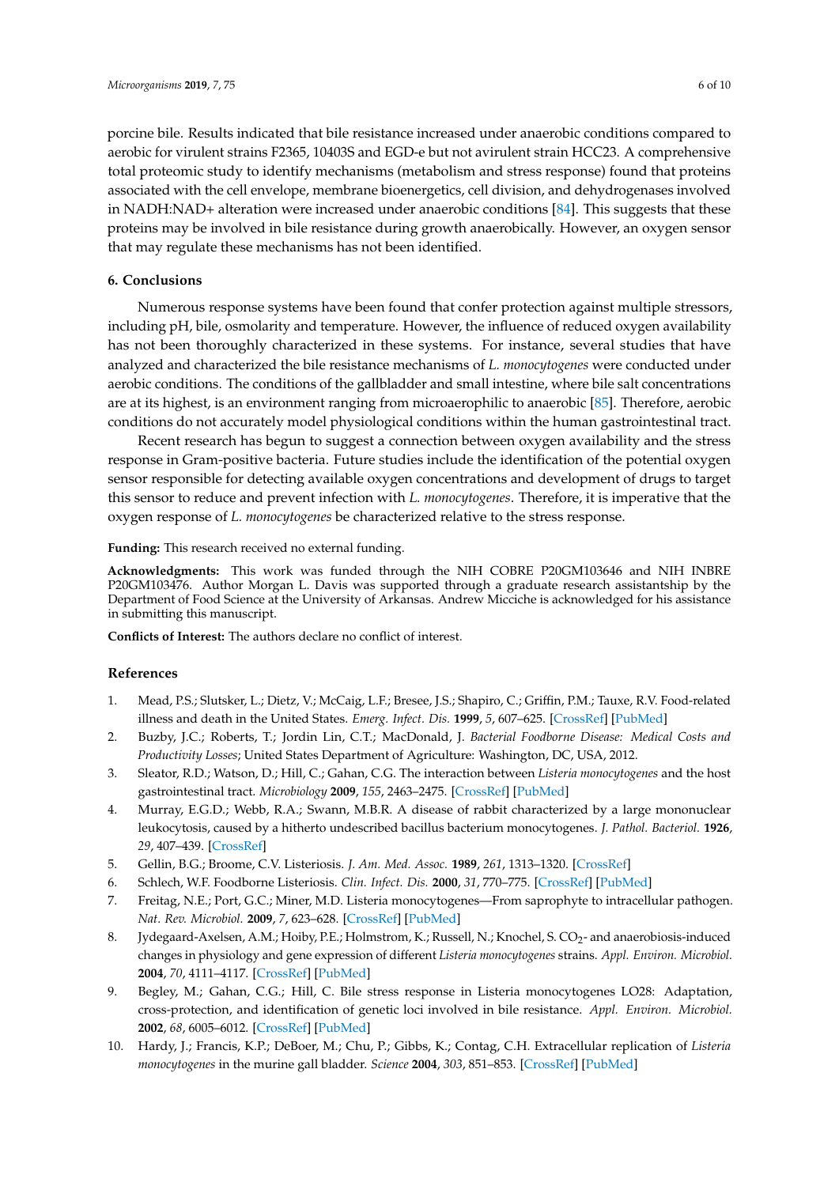porcine bile. Results indicated that bile resistance increased under anaerobic conditions compared to aerobic for virulent strains F2365, 10403S and EGD-e but not avirulent strain HCC23. A comprehensive total proteomic study to identify mechanisms (metabolism and stress response) found that proteins associated with the cell envelope, membrane bioenergetics, cell division, and dehydrogenases involved in NADH:NAD+ alteration were increased under anaerobic conditions [84]. This suggests that these proteins may be involved in bile resistance during growth anaerobically. However, an oxygen sensor that may regulate these mechanisms has not been identified.

## 6. Conclusions

Numerous response systems have been found that confer protection against multiple stressors, including pH, bile, osmolarity and temperature. However, the influence of reduced oxygen availability has not been thoroughly characterized in these systems. For instance, several studies that have analyzed and characterized the bile resistance mechanisms of *L. monocytogenes* were conducted under aerobic conditions. The conditions of the gallbladder and small intestine, where bile salt concentrations are at its highest, is an environment ranging from microaerophilic to anaerobic [85]. Therefore, aerobic conditions do not accurately model physiological conditions within the human gastrointestinal tract.

Recent research has begun to suggest a connection between oxygen availability and the stress response in Gram-positive bacteria. Future studies include the identification of the potential oxygen sensor responsible for detecting available oxygen concentrations and development of drugs to target this sensor to reduce and prevent infection with *L. monocytogenes*. Therefore, it is imperative that the oxygen response of *L. monocytogenes* be characterized relative to the stress response.

**Funding:** This research received no external funding.

**Acknowledgments:** This work was funded through the NIH COBRE P20GM103646 and NIH INBRE P20GM103476. Author Morgan L. Davis was supported through a graduate research assistantship by the Department of Food Science at the University of Arkansas. Andrew Micciche is acknowledged for his assistance in submitting this manuscript.

**Conflicts of Interest:** The authors declare no conflict of interest.

## References

1. Mead, P.S.; Slutsker, L.; Dietz, V.; McCaig, L.F.; Bresee, J.S.; Shapiro, C.; Griffin, P.M.; Tauxe, R.V. Food-related illness and death in the United States. *Emerg. Infect. Dis.* **1999**, *5*, 607–625. [CrossRef] [PubMed]
2. Buzby, J.C.; Roberts, T.; Jordin Lin, C.T.; MacDonald, J. *Bacterial Foodborne Disease: Medical Costs and Productivity Losses*; United States Department of Agriculture: Washington, DC, USA, 2012.
3. Sleator, R.D.; Watson, D.; Hill, C.; Gahan, C.G. The interaction between *Listeria monocytogenes* and the host gastrointestinal tract. *Microbiology* **2009**, *155*, 2463–2475. [CrossRef] [PubMed]
4. Murray, E.G.D.; Webb, R.A.; Swann, M.B.R. A disease of rabbit characterized by a large mononuclear leukocytosis, caused by a hitherto undescribed bacillus bacterium monocytogenes. *J. Pathol. Bacteriol.* **1926**, *29*, 407–439. [CrossRef]
5. Gellin, B.G.; Broome, C.V. Listeriosis. *J. Am. Med. Assoc.* **1989**, *261*, 1313–1320. [CrossRef]
6. Schlech, W.F. Foodborne Listeriosis. *Clin. Infect. Dis.* **2000**, *31*, 770–775. [CrossRef] [PubMed]
7. Freitag, N.E.; Port, G.C.; Miner, M.D. Listeria monocytogenes—From saprophyte to intracellular pathogen. *Nat. Rev. Microbiol.* **2009**, *7*, 623–628. [CrossRef] [PubMed]
8. Jydegaard-Axelsen, A.M.; Hoiby, P.E.; Holmstrom, K.; Russell, N.; Knochel, S. $CO_2$- and anaerobiosis-induced changes in physiology and gene expression of different *Listeria monocytogenes* strains. *Appl. Environ. Microbiol.* **2004**, *70*, 4111–4117. [CrossRef] [PubMed]
9. Begley, M.; Gahan, C.G.; Hill, C. Bile stress response in Listeria monocytogenes LO28: Adaptation, cross-protection, and identification of genetic loci involved in bile resistance. *Appl. Environ. Microbiol.* **2002**, *68*, 6005–6012. [CrossRef] [PubMed]
10. Hardy, J.; Francis, K.P.; DeBoer, M.; Chu, P.; Gibbs, K.; Contag, C.H. Extracellular replication of *Listeria monocytogenes* in the murine gall bladder. *Science* **2004**, *303*, 851–853. [CrossRef] [PubMed]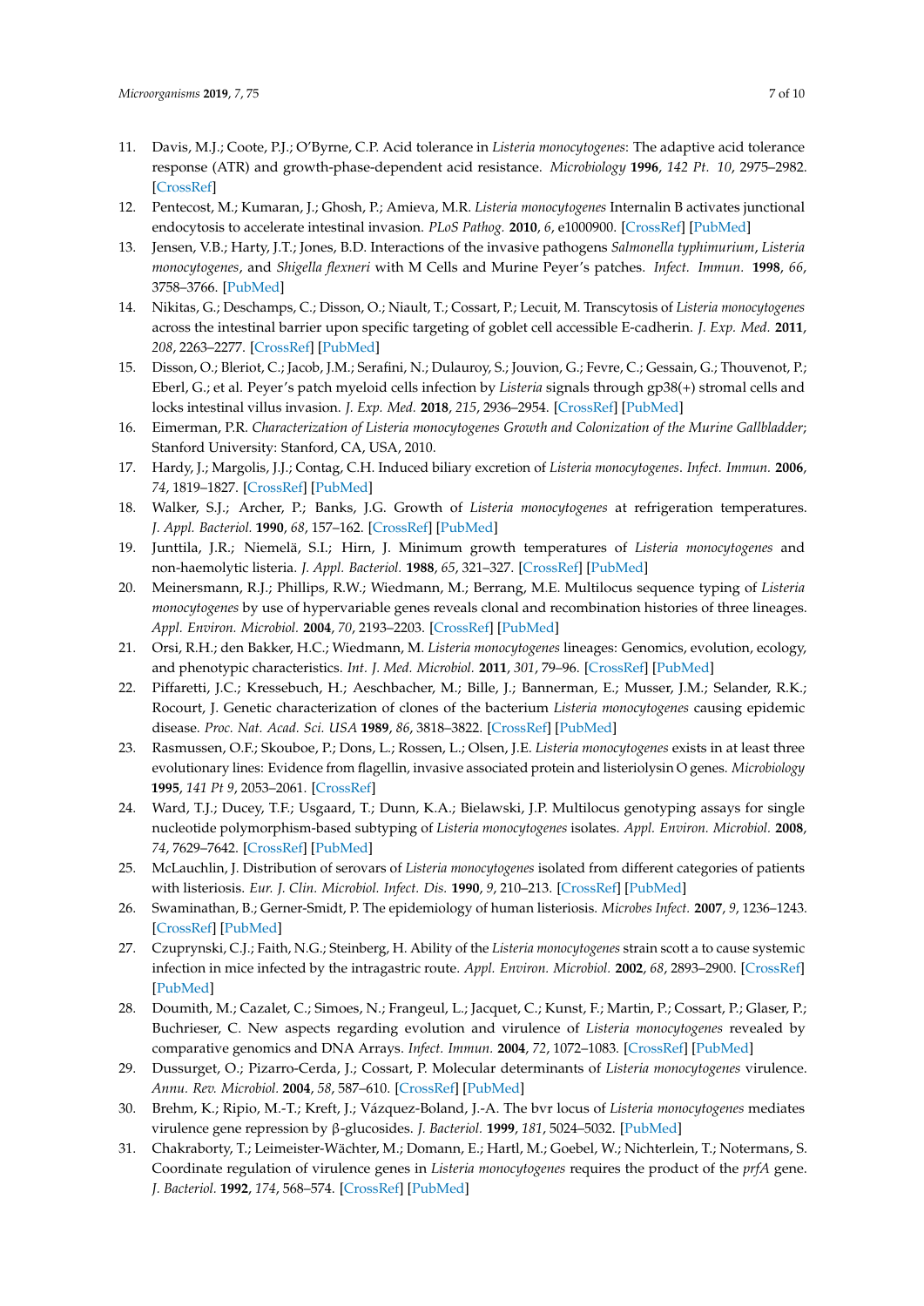11. Davis, M.J.; Coote, P.J.; O'Byrne, C.P. Acid tolerance in *Listeria monocytogenes*: The adaptive acid tolerance response (ATR) and growth-phase-dependent acid resistance. *Microbiology* **1996**, *142 Pt. 10*, 2975–2982. [CrossRef]
12. Pentecost, M.; Kumaran, J.; Ghosh, P.; Amieva, M.R. *Listeria monocytogenes* Internalin B activates junctional endocytosis to accelerate intestinal invasion. *PLoS Pathog.* **2010**, *6*, e1000900. [CrossRef] [PubMed]
13. Jensen, V.B.; Harty, J.T.; Jones, B.D. Interactions of the invasive pathogens *Salmonella typhimurium*, *Listeria monocytogenes*, and *Shigella flexneri* with M Cells and Murine Peyer's patches. *Infect. Immun.* **1998**, *66*, 3758–3766. [PubMed]
14. Nikitas, G.; Deschamps, C.; Disson, O.; Niault, T.; Cossart, P.; Lecuit, M. Transcytosis of *Listeria monocytogenes* across the intestinal barrier upon specific targeting of goblet cell accessible E-cadherin. *J. Exp. Med.* **2011**, *208*, 2263–2277. [CrossRef] [PubMed]
15. Disson, O.; Bleriot, C.; Jacob, J.M.; Serafini, N.; Dulauroy, S.; Jouvion, G.; Fevre, C.; Gessain, G.; Thouvenot, P.; Eberl, G.; et al. Peyer's patch myeloid cells infection by *Listeria* signals through gp38(+) stromal cells and locks intestinal villus invasion. *J. Exp. Med.* **2018**, *215*, 2936–2954. [CrossRef] [PubMed]
16. Eimerman, P.R. *Characterization of Listeria monocytogenes Growth and Colonization of the Murine Gallbladder*; Stanford University: Stanford, CA, USA, 2010.
17. Hardy, J.; Margolis, J.J.; Contag, C.H. Induced biliary excretion of *Listeria monocytogenes*. *Infect. Immun.* **2006**, *74*, 1819–1827. [CrossRef] [PubMed]
18. Walker, S.J.; Archer, P.; Banks, J.G. Growth of *Listeria monocytogenes* at refrigeration temperatures. *J. Appl. Bacteriol.* **1990**, *68*, 157–162. [CrossRef] [PubMed]
19. Junttila, J.R.; Niemelä, S.I.; Hirn, J. Minimum growth temperatures of *Listeria monocytogenes* and non-haemolytic listeria. *J. Appl. Bacteriol.* **1988**, *65*, 321–327. [CrossRef] [PubMed]
20. Meinersmann, R.J.; Phillips, R.W.; Wiedmann, M.; Berrang, M.E. Multilocus sequence typing of *Listeria monocytogenes* by use of hypervariable genes reveals clonal and recombination histories of three lineages. *Appl. Environ. Microbiol.* **2004**, *70*, 2193–2203. [CrossRef] [PubMed]
21. Orsi, R.H.; den Bakker, H.C.; Wiedmann, M. *Listeria monocytogenes* lineages: Genomics, evolution, ecology, and phenotypic characteristics. *Int. J. Med. Microbiol.* **2011**, *301*, 79–96. [CrossRef] [PubMed]
22. Piffaretti, J.C.; Kressebuch, H.; Aeschbacher, M.; Bille, J.; Bannerman, E.; Musser, J.M.; Selander, R.K.; Rocourt, J. Genetic characterization of clones of the bacterium *Listeria monocytogenes* causing epidemic disease. *Proc. Nat. Acad. Sci. USA* **1989**, *86*, 3818–3822. [CrossRef] [PubMed]
23. Rasmussen, O.F.; Skouboe, P.; Dons, L.; Rossen, L.; Olsen, J.E. *Listeria monocytogenes* exists in at least three evolutionary lines: Evidence from flagellin, invasive associated protein and listeriolysin O genes. *Microbiology* **1995**, *141 Pt 9*, 2053–2061. [CrossRef]
24. Ward, T.J.; Ducey, T.F.; Usgaard, T.; Dunn, K.A.; Bielawski, J.P. Multilocus genotyping assays for single nucleotide polymorphism-based subtyping of *Listeria monocytogenes* isolates. *Appl. Environ. Microbiol.* **2008**, *74*, 7629–7642. [CrossRef] [PubMed]
25. McLauchlin, J. Distribution of serovars of *Listeria monocytogenes* isolated from different categories of patients with listeriosis. *Eur. J. Clin. Microbiol. Infect. Dis.* **1990**, *9*, 210–213. [CrossRef] [PubMed]
26. Swaminathan, B.; Gerner-Smidt, P. The epidemiology of human listeriosis. *Microbes Infect.* **2007**, *9*, 1236–1243. [CrossRef] [PubMed]
27. Czuprynski, C.J.; Faith, N.G.; Steinberg, H. Ability of the *Listeria monocytogenes* strain scott a to cause systemic infection in mice infected by the intragastric route. *Appl. Environ. Microbiol.* **2002**, *68*, 2893–2900. [CrossRef] [PubMed]
28. Doumith, M.; Cazalet, C.; Simoes, N.; Frangeul, L.; Jacquet, C.; Kunst, F.; Martin, P.; Cossart, P.; Glaser, P.; Buchrieser, C. New aspects regarding evolution and virulence of *Listeria monocytogenes* revealed by comparative genomics and DNA Arrays. *Infect. Immun.* **2004**, *72*, 1072–1083. [CrossRef] [PubMed]
29. Dussurget, O.; Pizarro-Cerda, J.; Cossart, P. Molecular determinants of *Listeria monocytogenes* virulence. *Annu. Rev. Microbiol.* **2004**, *58*, 587–610. [CrossRef] [PubMed]
30. Brehm, K.; Ripio, M.-T.; Kreft, J.; Vázquez-Boland, J.-A. The bvr locus of *Listeria monocytogenes* mediates virulence gene repression by β-glucosides. *J. Bacteriol.* **1999**, *181*, 5024–5032. [PubMed]
31. Chakraborty, T.; Leimeister-Wächter, M.; Domann, E.; Hartl, M.; Goebel, W.; Nichterlein, T.; Notermans, S. Coordinate regulation of virulence genes in *Listeria monocytogenes* requires the product of the *prfA* gene. *J. Bacteriol.* **1992**, *174*, 568–574. [CrossRef] [PubMed]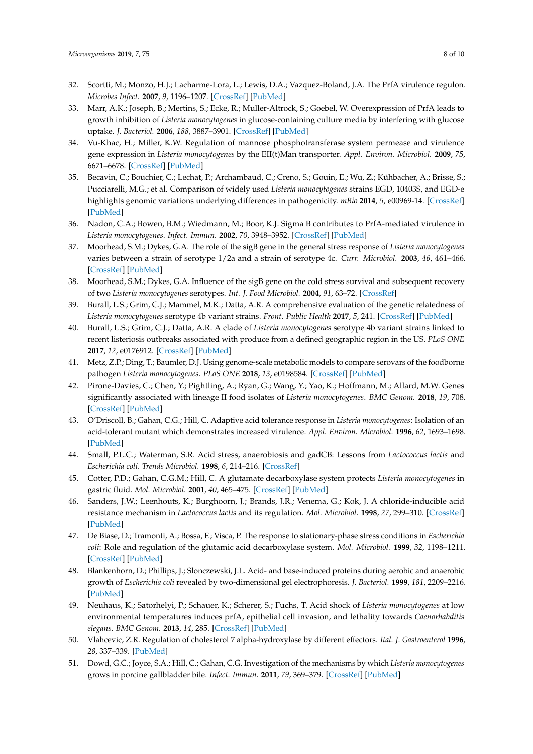32. Scortti, M.; Monzo, H.J.; Lacharme-Lora, L.; Lewis, D.A.; Vazquez-Boland, J.A. The PrfA virulence regulon. *Microbes Infect.* **2007**, *9*, 1196–1207. [CrossRef] [PubMed]
33. Marr, A.K.; Joseph, B.; Mertins, S.; Ecke, R.; Muller-Altrock, S.; Goebel, W. Overexpression of PrfA leads to growth inhibition of *Listeria monocytogenes* in glucose-containing culture media by interfering with glucose uptake. *J. Bacteriol.* **2006**, *188*, 3887–3901. [CrossRef] [PubMed]
34. Vu-Khac, H.; Miller, K.W. Regulation of mannose phosphotransferase system permease and virulence gene expression in *Listeria monocytogenes* by the EII(t)Man transporter. *Appl. Environ. Microbiol.* **2009**, *75*, 6671–6678. [CrossRef] [PubMed]
35. Becavin, C.; Bouchier, C.; Lechat, P.; Archambaud, C.; Creno, S.; Gouin, E.; Wu, Z.; Kühbacher, A.; Brisse, S.; Pucciarelli, M.G.; et al. Comparison of widely used *Listeria monocytogenes* strains EGD, 10403S, and EGD-e highlights genomic variations underlying differences in pathogenicity. *mBio* **2014**, *5*, e00969-14. [CrossRef] [PubMed]
36. Nadon, C.A.; Bowen, B.M.; Wiedmann, M.; Boor, K.J. Sigma B contributes to PrfA-mediated virulence in *Listeria monocytogenes*. *Infect. Immun.* **2002**, *70*, 3948–3952. [CrossRef] [PubMed]
37. Moorhead, S.M.; Dykes, G.A. The role of the sigB gene in the general stress response of *Listeria monocytogenes* varies between a strain of serotype 1/2a and a strain of serotype 4c. *Curr. Microbiol.* **2003**, *46*, 461–466. [CrossRef] [PubMed]
38. Moorhead, S.M.; Dykes, G.A. Influence of the sigB gene on the cold stress survival and subsequent recovery of two *Listeria monocytogenes* serotypes. *Int. J. Food Microbiol.* **2004**, *91*, 63–72. [CrossRef]
39. Burall, L.S.; Grim, C.J.; Mammel, M.K.; Datta, A.R. A comprehensive evaluation of the genetic relatedness of *Listeria monocytogenes* serotype 4b variant strains. *Front. Public Health* **2017**, *5*, 241. [CrossRef] [PubMed]
40. Burall, L.S.; Grim, C.J.; Datta, A.R. A clade of *Listeria monocytogenes* serotype 4b variant strains linked to recent listeriosis outbreaks associated with produce from a defined geographic region in the US. *PLoS ONE* **2017**, *12*, e0176912. [CrossRef] [PubMed]
41. Metz, Z.P.; Ding, T.; Baumler, D.J. Using genome-scale metabolic models to compare serovars of the foodborne pathogen *Listeria monocytogenes*. *PLoS ONE* **2018**, *13*, e0198584. [CrossRef] [PubMed]
42. Pirone-Davies, C.; Chen, Y.; Pightling, A.; Ryan, G.; Wang, Y.; Yao, K.; Hoffmann, M.; Allard, M.W. Genes significantly associated with lineage II food isolates of *Listeria monocytogenes*. *BMC Genom.* **2018**, *19*, 708. [CrossRef] [PubMed]
43. O'Driscoll, B.; Gahan, C.G.; Hill, C. Adaptive acid tolerance response in *Listeria monocytogenes*: Isolation of an acid-tolerant mutant which demonstrates increased virulence. *Appl. Environ. Microbiol.* **1996**, *62*, 1693–1698. [PubMed]
44. Small, P.L.C.; Waterman, S.R. Acid stress, anaerobiosis and gadCB: Lessons from *Lactococcus lactis* and *Escherichia coli*. *Trends Microbiol.* **1998**, *6*, 214–216. [CrossRef]
45. Cotter, P.D.; Gahan, C.G.M.; Hill, C. A glutamate decarboxylase system protects *Listeria monocytogenes* in gastric fluid. *Mol. Microbiol.* **2001**, *40*, 465–475. [CrossRef] [PubMed]
46. Sanders, J.W.; Leenhouts, K.; Burghoorn, J.; Brands, J.R.; Venema, G.; Kok, J. A chloride-inducible acid resistance mechanism in *Lactococcus lactis* and its regulation. *Mol. Microbiol.* **1998**, *27*, 299–310. [CrossRef] [PubMed]
47. De Biase, D.; Tramonti, A.; Bossa, F.; Visca, P. The response to stationary-phase stress conditions in *Escherichia coli*: Role and regulation of the glutamic acid decarboxylase system. *Mol. Microbiol.* **1999**, *32*, 1198–1211. [CrossRef] [PubMed]
48. Blankenhorn, D.; Phillips, J.; Slonczewski, J.L. Acid- and base-induced proteins during aerobic and anaerobic growth of *Escherichia coli* revealed by two-dimensional gel electrophoresis. *J. Bacteriol.* **1999**, *181*, 2209–2216. [PubMed]
49. Neuhaus, K.; Satorhelyi, P.; Schauer, K.; Scherer, S.; Fuchs, T. Acid shock of *Listeria monocytogenes* at low environmental temperatures induces prfA, epithelial cell invasion, and lethality towards *Caenorhabditis elegans*. *BMC Genom.* **2013**, *14*, 285. [CrossRef] [PubMed]
50. Vlahcevic, Z.R. Regulation of cholesterol 7 alpha-hydroxylase by different effectors. *Ital. J. Gastroenterol* **1996**, *28*, 337–339. [PubMed]
51. Dowd, G.C.; Joyce, S.A.; Hill, C.; Gahan, C.G. Investigation of the mechanisms by which *Listeria monocytogenes* grows in porcine gallbladder bile. *Infect. Immun.* **2011**, *79*, 369–379. [CrossRef] [PubMed]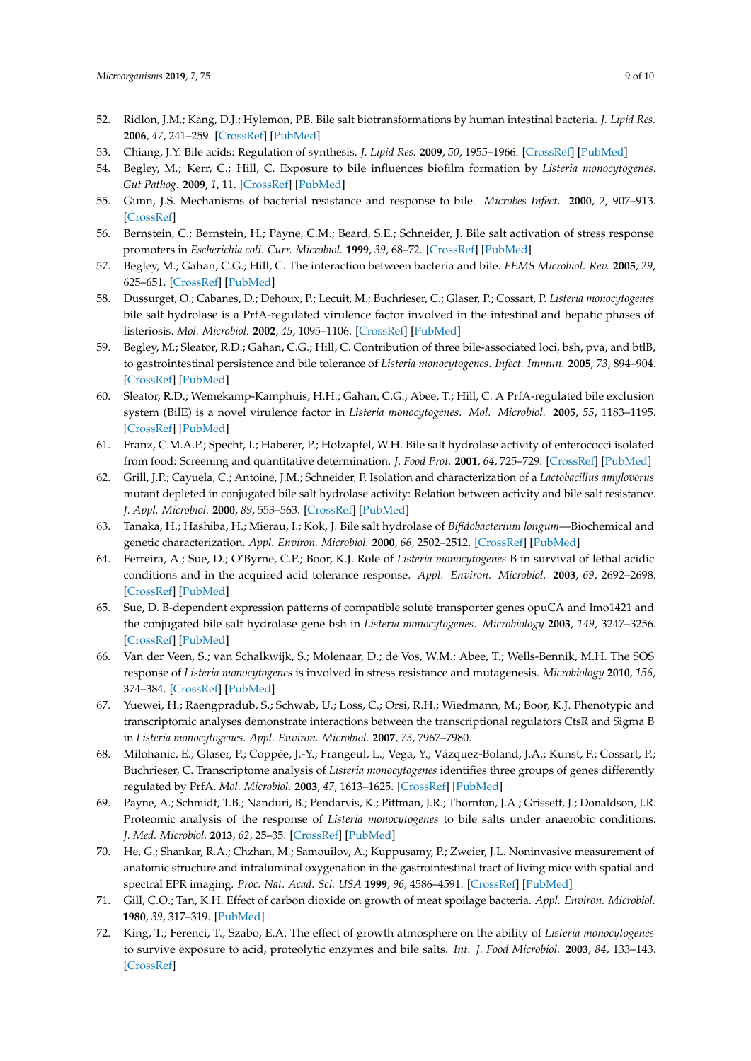52. Ridlon, J.M.; Kang, D.J.; Hylemon, P.B. Bile salt biotransformations by human intestinal bacteria. *J. Lipid Res.* **2006**, *47*, 241–259. [CrossRef] [PubMed]
53. Chiang, J.Y. Bile acids: Regulation of synthesis. *J. Lipid Res.* **2009**, *50*, 1955–1966. [CrossRef] [PubMed]
54. Begley, M.; Kerr, C.; Hill, C. Exposure to bile influences biofilm formation by *Listeria monocytogenes*. *Gut Pathog.* **2009**, *1*, 11. [CrossRef] [PubMed]
55. Gunn, J.S. Mechanisms of bacterial resistance and response to bile. *Microbes Infect.* **2000**, *2*, 907–913. [CrossRef]
56. Bernstein, C.; Bernstein, H.; Payne, C.M.; Beard, S.E.; Schneider, J. Bile salt activation of stress response promoters in *Escherichia coli*. *Curr. Microbiol.* **1999**, *39*, 68–72. [CrossRef] [PubMed]
57. Begley, M.; Gahan, C.G.; Hill, C. The interaction between bacteria and bile. *FEMS Microbiol. Rev.* **2005**, *29*, 625–651. [CrossRef] [PubMed]
58. Dussurget, O.; Cabanes, D.; Dehoux, P.; Lecuit, M.; Buchrieser, C.; Glaser, P.; Cossart, P. *Listeria monocytogenes* bile salt hydrolase is a PrfA-regulated virulence factor involved in the intestinal and hepatic phases of listeriosis. *Mol. Microbiol.* **2002**, *45*, 1095–1106. [CrossRef] [PubMed]
59. Begley, M.; Sleator, R.D.; Gahan, C.G.; Hill, C. Contribution of three bile-associated loci, bsh, pva, and btlB, to gastrointestinal persistence and bile tolerance of *Listeria monocytogenes*. *Infect. Immun.* **2005**, *73*, 894–904. [CrossRef] [PubMed]
60. Sleator, R.D.; Wemekamp-Kamphuis, H.H.; Gahan, C.G.; Abee, T.; Hill, C. A PrfA-regulated bile exclusion system (BilE) is a novel virulence factor in *Listeria monocytogenes*. *Mol. Microbiol.* **2005**, *55*, 1183–1195. [CrossRef] [PubMed]
61. Franz, C.M.A.P.; Specht, I.; Haberer, P.; Holzapfel, W.H. Bile salt hydrolase activity of enterococci isolated from food: Screening and quantitative determination. *J. Food Prot.* **2001**, *64*, 725–729. [CrossRef] [PubMed]
62. Grill, J.P.; Cayuela, C.; Antoine, J.M.; Schneider, F. Isolation and characterization of a *Lactobacillus amylovorus* mutant depleted in conjugated bile salt hydrolase activity: Relation between activity and bile salt resistance. *J. Appl. Microbiol.* **2000**, *89*, 553–563. [CrossRef] [PubMed]
63. Tanaka, H.; Hashiba, H.; Mierau, I.; Kok, J. Bile salt hydrolase of *Bifidobacterium longum*—Biochemical and genetic characterization. *Appl. Environ. Microbiol.* **2000**, *66*, 2502–2512. [CrossRef] [PubMed]
64. Ferreira, A.; Sue, D.; O'Byrne, C.P.; Boor, K.J. Role of *Listeria monocytogenes* B in survival of lethal acidic conditions and in the acquired acid tolerance response. *Appl. Environ. Microbiol.* **2003**, *69*, 2692–2698. [CrossRef] [PubMed]
65. Sue, D. B-dependent expression patterns of compatible solute transporter genes opuCA and lmo1421 and the conjugated bile salt hydrolase gene bsh in *Listeria monocytogenes*. *Microbiology* **2003**, *149*, 3247–3256. [CrossRef] [PubMed]
66. Van der Veen, S.; van Schalkwijk, S.; Molenaar, D.; de Vos, W.M.; Abee, T.; Wells-Bennik, M.H. The SOS response of *Listeria monocytogenes* is involved in stress resistance and mutagenesis. *Microbiology* **2010**, *156*, 374–384. [CrossRef] [PubMed]
67. Yuewei, H.; Raengpradub, S.; Schwab, U.; Loss, C.; Orsi, R.H.; Wiedmann, M.; Boor, K.J. Phenotypic and transcriptomic analyses demonstrate interactions between the transcriptional regulators CtsR and Sigma B in *Listeria monocytogenes*. *Appl. Environ. Microbiol.* **2007**, *73*, 7967–7980.
68. Milohanic, E.; Glaser, P.; Coppée, J.-Y.; Frangeul, L.; Vega, Y.; Vázquez-Boland, J.A.; Kunst, F.; Cossart, P.; Buchrieser, C. Transcriptome analysis of *Listeria monocytogenes* identifies three groups of genes differently regulated by PrfA. *Mol. Microbiol.* **2003**, *47*, 1613–1625. [CrossRef] [PubMed]
69. Payne, A.; Schmidt, T.B.; Nanduri, B.; Pendarvis, K.; Pittman, J.R.; Thornton, J.A.; Grissett, J.; Donaldson, J.R. Proteomic analysis of the response of *Listeria monocytogenes* to bile salts under anaerobic conditions. *J. Med. Microbiol.* **2013**, *62*, 25–35. [CrossRef] [PubMed]
70. He, G.; Shankar, R.A.; Chzhan, M.; Samouilov, A.; Kuppusamy, P.; Zweier, J.L. Noninvasive measurement of anatomic structure and intraluminal oxygenation in the gastrointestinal tract of living mice with spatial and spectral EPR imaging. *Proc. Nat. Acad. Sci. USA* **1999**, *96*, 4586–4591. [CrossRef] [PubMed]
71. Gill, C.O.; Tan, K.H. Effect of carbon dioxide on growth of meat spoilage bacteria. *Appl. Environ. Microbiol.* **1980**, *39*, 317–319. [PubMed]
72. King, T.; Ferenci, T.; Szabo, E.A. The effect of growth atmosphere on the ability of *Listeria monocytogenes* to survive exposure to acid, proteolytic enzymes and bile salts. *Int. J. Food Microbiol.* **2003**, *84*, 133–143. [CrossRef]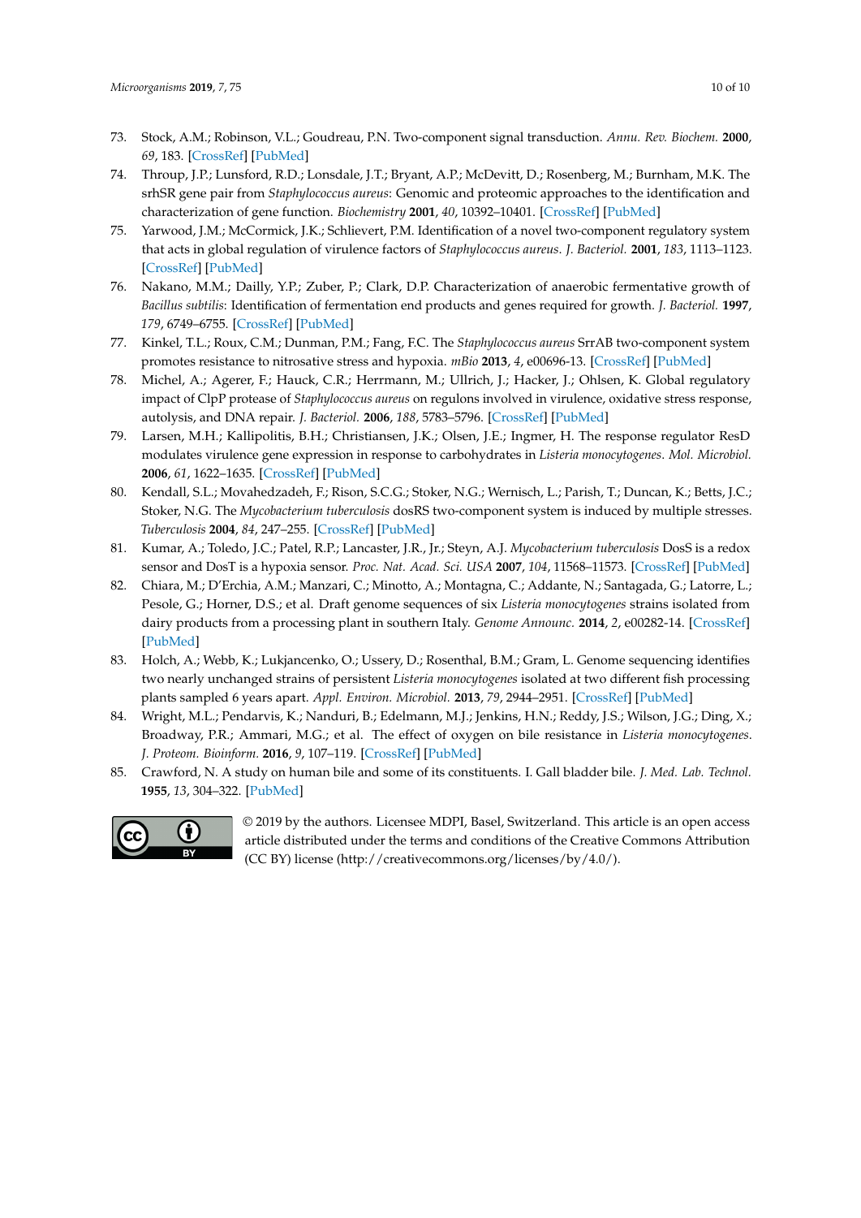73. Stock, A.M.; Robinson, V.L.; Goudreau, P.N. Two-component signal transduction. *Annu. Rev. Biochem.* **2000**, *69*, 183. [CrossRef] [PubMed]
74. Throup, J.P.; Lunsford, R.D.; Lonsdale, J.T.; Bryant, A.P.; McDevitt, D.; Rosenberg, M.; Burnham, M.K. The srhSR gene pair from *Staphylococcus aureus*: Genomic and proteomic approaches to the identification and characterization of gene function. *Biochemistry* **2001**, *40*, 10392–10401. [CrossRef] [PubMed]
75. Yarwood, J.M.; McCormick, J.K.; Schlievert, P.M. Identification of a novel two-component regulatory system that acts in global regulation of virulence factors of *Staphylococcus aureus*. *J. Bacteriol.* **2001**, *183*, 1113–1123. [CrossRef] [PubMed]
76. Nakano, M.M.; Dailly, Y.P.; Zuber, P.; Clark, D.P. Characterization of anaerobic fermentative growth of *Bacillus subtilis*: Identification of fermentation end products and genes required for growth. *J. Bacteriol.* **1997**, *179*, 6749–6755. [CrossRef] [PubMed]
77. Kinkel, T.L.; Roux, C.M.; Dunman, P.M.; Fang, F.C. The *Staphylococcus aureus* SrrAB two-component system promotes resistance to nitrosative stress and hypoxia. *mBio* **2013**, *4*, e00696-13. [CrossRef] [PubMed]
78. Michel, A.; Agerer, F.; Hauck, C.R.; Herrmann, M.; Ullrich, J.; Hacker, J.; Ohlsen, K. Global regulatory impact of ClpP protease of *Staphylococcus aureus* on regulons involved in virulence, oxidative stress response, autolysis, and DNA repair. *J. Bacteriol.* **2006**, *188*, 5783–5796. [CrossRef] [PubMed]
79. Larsen, M.H.; Kallipolitis, B.H.; Christiansen, J.K.; Olsen, J.E.; Ingmer, H. The response regulator ResD modulates virulence gene expression in response to carbohydrates in *Listeria monocytogenes*. *Mol. Microbiol.* **2006**, *61*, 1622–1635. [CrossRef] [PubMed]
80. Kendall, S.L.; Movahedzadeh, F.; Rison, S.C.G.; Stoker, N.G.; Wernisch, L.; Parish, T.; Duncan, K.; Betts, J.C.; Stoker, N.G. The *Mycobacterium tuberculosis* dosRS two-component system is induced by multiple stresses. *Tuberculosis* **2004**, *84*, 247–255. [CrossRef] [PubMed]
81. Kumar, A.; Toledo, J.C.; Patel, R.P.; Lancaster, J.R., Jr.; Steyn, A.J. *Mycobacterium tuberculosis* DosS is a redox sensor and DosT is a hypoxia sensor. *Proc. Nat. Acad. Sci. USA* **2007**, *104*, 11568–11573. [CrossRef] [PubMed]
82. Chiara, M.; D'Erchia, A.M.; Manzari, C.; Minotto, A.; Montagna, C.; Addante, N.; Santagada, G.; Latorre, L.; Pesole, G.; Horner, D.S.; et al. Draft genome sequences of six *Listeria monocytogenes* strains isolated from dairy products from a processing plant in southern Italy. *Genome Announc.* **2014**, *2*, e00282-14. [CrossRef] [PubMed]
83. Holch, A.; Webb, K.; Lukjancenko, O.; Ussery, D.; Rosenthal, B.M.; Gram, L. Genome sequencing identifies two nearly unchanged strains of persistent *Listeria monocytogenes* isolated at two different fish processing plants sampled 6 years apart. *Appl. Environ. Microbiol.* **2013**, *79*, 2944–2951. [CrossRef] [PubMed]
84. Wright, M.L.; Pendarvis, K.; Nanduri, B.; Edelmann, M.J.; Jenkins, H.N.; Reddy, J.S.; Wilson, J.G.; Ding, X.; Broadway, P.R.; Ammari, M.G.; et al. The effect of oxygen on bile resistance in *Listeria monocytogenes*. *J. Proteom. Bioinform.* **2016**, *9*, 107–119. [CrossRef] [PubMed]
85. Crawford, N. A study on human bile and some of its constituents. I. Gall bladder bile. *J. Med. Lab. Technol.* **1955**, *13*, 304–322. [PubMed]

© 2019 by the authors. Licensee MDPI, Basel, Switzerland. This article is an open access article distributed under the terms and conditions of the Creative Commons Attribution (CC BY) license (http://creativecommons.org/licenses/by/4.0/).